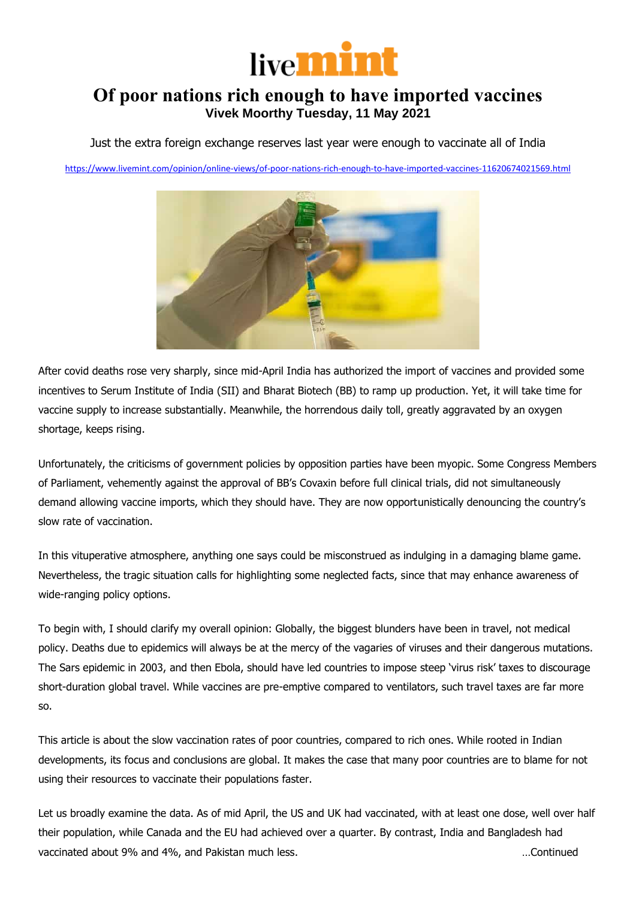livemint

# Of poor nations rich enough to have imported vaccines

**Vivek Moorthy Tuesday, 11 May 2021**

Just the extra foreign exchange reserves last year were enough to vaccinate all of India

https://www.livemint.com/opinion/online-views/of-poor-nations-rich-enough-to-have-imported-vaccines-11620674021569.html

After covid deaths rose very sharply, since mid-April India has authorized the import of vaccines and provided some incentives to Serum Institute of India (SII) and Bharat Biotech (BB) to ramp up production. Yet, it will take time for vaccine supply to increase substantially. Meanwhile, the horrendous daily toll, greatly aggravated by an oxygen shortage, keeps rising.

Unfortunately, the criticisms of government policies by opposition parties have been myopic. Some Congress Members of Parliament, vehemently against the approval of BB's Covaxin before full clinical trials, did not simultaneously demand allowing vaccine imports, which they should have. They are now opportunistically denouncing the country's slow rate of vaccination.

In this vituperative atmosphere, anything one says could be misconstrued as indulging in a damaging blame game. Nevertheless, the tragic situation calls for highlighting some neglected facts, since that may enhance awareness of wide-ranging policy options.

To begin with, I should clarify my overall opinion: Globally, the biggest blunders have been in travel, not medical policy. Deaths due to epidemics will always be at the mercy of the vagaries of viruses and their dangerous mutations. The Sars epidemic in 2003, and then Ebola, should have led countries to impose steep 'virus risk' taxes to discourage short-duration global travel. While vaccines are pre-emptive compared to ventilators, such travel taxes are far more so.

This article is about the slow vaccination rates of poor countries, compared to rich ones. While rooted in Indian developments, its focus and conclusions are global. It makes the case that many poor countries are to blame for not using their resources to vaccinate their populations faster.

Let us broadly examine the data. As of mid April, the US and UK had vaccinated, with at least one dose, well over half their population, while Canada and the EU had achieved over a quarter. By contrast, India and Bangladesh had vaccinated about 9% and 4%, and Pakistan much less.

…Continued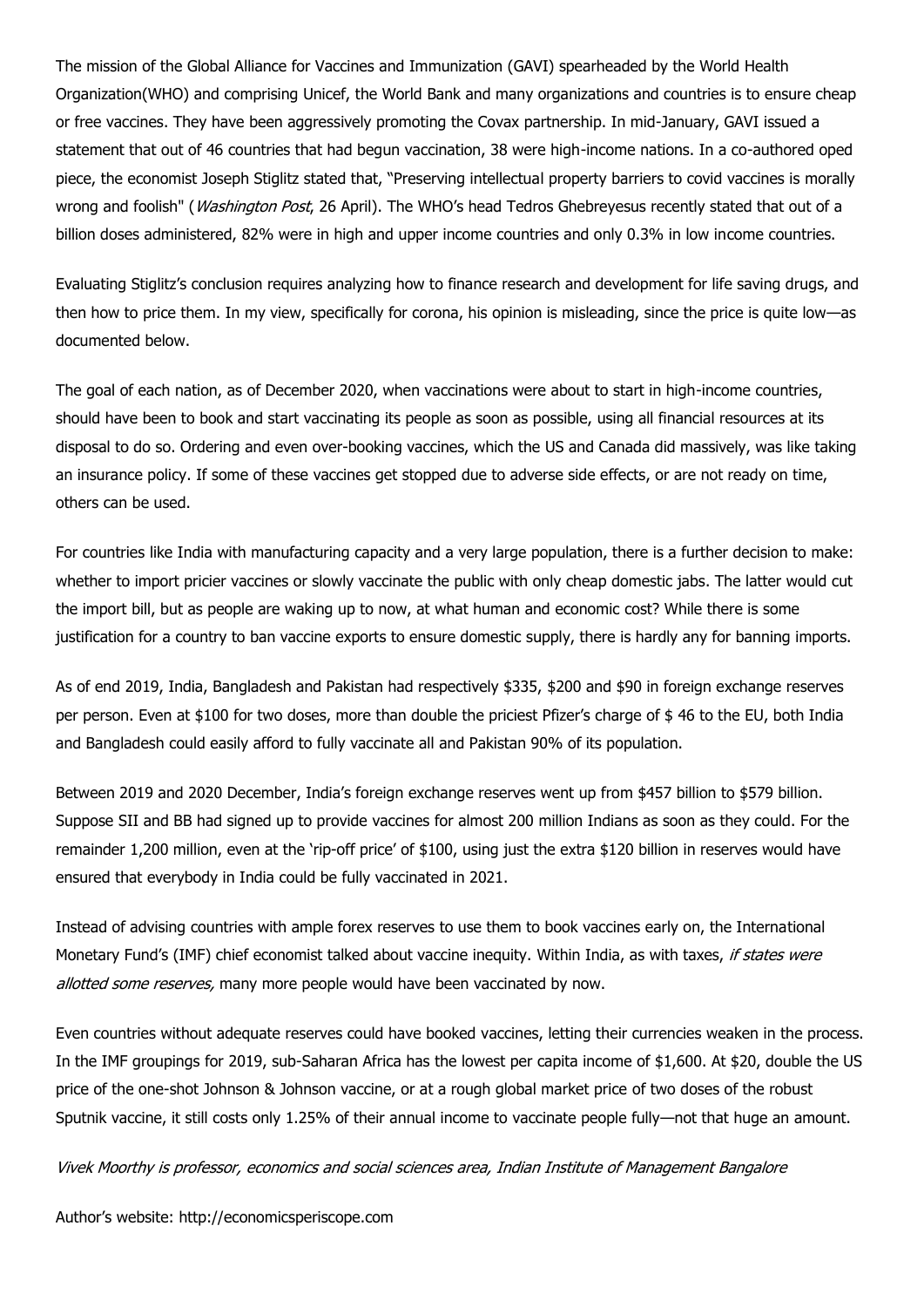The mission of the Global Alliance for Vaccines and Immunization (GAVI) spearheaded by the World Health Organization(WHO) and comprising Unicef, the World Bank and many organizations and countries is to ensure cheap or free vaccines. They have been aggressively promoting the Covax partnership. In mid-January, GAVI issued a statement that out of 46 countries that had begun vaccination, 38 were high-income nations. In a co-authored oped piece, the economist Joseph Stiglitz stated that, "Preserving intellectual property barriers to covid vaccines is morally wrong and foolish" (*Washington Post*, 26 April). The WHO's head Tedros Ghebreyesus recently stated that out of a billion doses administered, 82% were in high and upper income countries and only 0.3% in low income countries.

Evaluating Stiglitz's conclusion requires analyzing how to finance research and development for life saving drugs, and then how to price them. In my view, specifically for corona, his opinion is misleading, since the price is quite low—as documented below.

The goal of each nation, as of December 2020, when vaccinations were about to start in high-income countries, should have been to book and start vaccinating its people as soon as possible, using all financial resources at its disposal to do so. Ordering and even over-booking vaccines, which the US and Canada did massively, was like taking an insurance policy. If some of these vaccines get stopped due to adverse side effects, or are not ready on time, others can be used.

For countries like India with manufacturing capacity and a very large population, there is a further decision to make: whether to import pricier vaccines or slowly vaccinate the public with only cheap domestic jabs. The latter would cut the import bill, but as people are waking up to now, at what human and economic cost? While there is some justification for a country to ban vaccine exports to ensure domestic supply, there is hardly any for banning imports.

As of end 2019, India, Bangladesh and Pakistan had respectively $335, $200 and $90 in foreign exchange reserves per person. Even at $100 for two doses, more than double the priciest Pfizer's charge of $ 46 to the EU, both India and Bangladesh could easily afford to fully vaccinate all and Pakistan 90% of its population.

Between 2019 and 2020 December, India's foreign exchange reserves went up from $457 billion to $579 billion. Suppose SII and BB had signed up to provide vaccines for almost 200 million Indians as soon as they could. For the remainder 1,200 million, even at the 'rip-off price' of $100, using just the extra $120 billion in reserves would have ensured that everybody in India could be fully vaccinated in 2021.

Instead of advising countries with ample forex reserves to use them to book vaccines early on, the International Monetary Fund's (IMF) chief economist talked about vaccine inequity. Within India, as with taxes, *if states were allotted some reserves,* many more people would have been vaccinated by now.

Even countries without adequate reserves could have booked vaccines, letting their currencies weaken in the process. In the IMF groupings for 2019, sub-Saharan Africa has the lowest per capita income of $1,600. At $20, double the US price of the one-shot Johnson & Johnson vaccine, or at a rough global market price of two doses of the robust Sputnik vaccine, it still costs only 1.25% of their annual income to vaccinate people fully—not that huge an amount.

*Vivek Moorthy is professor, economics and social sciences area, Indian Institute of Management Bangalore*

Author's website: http://economicsperiscope.com